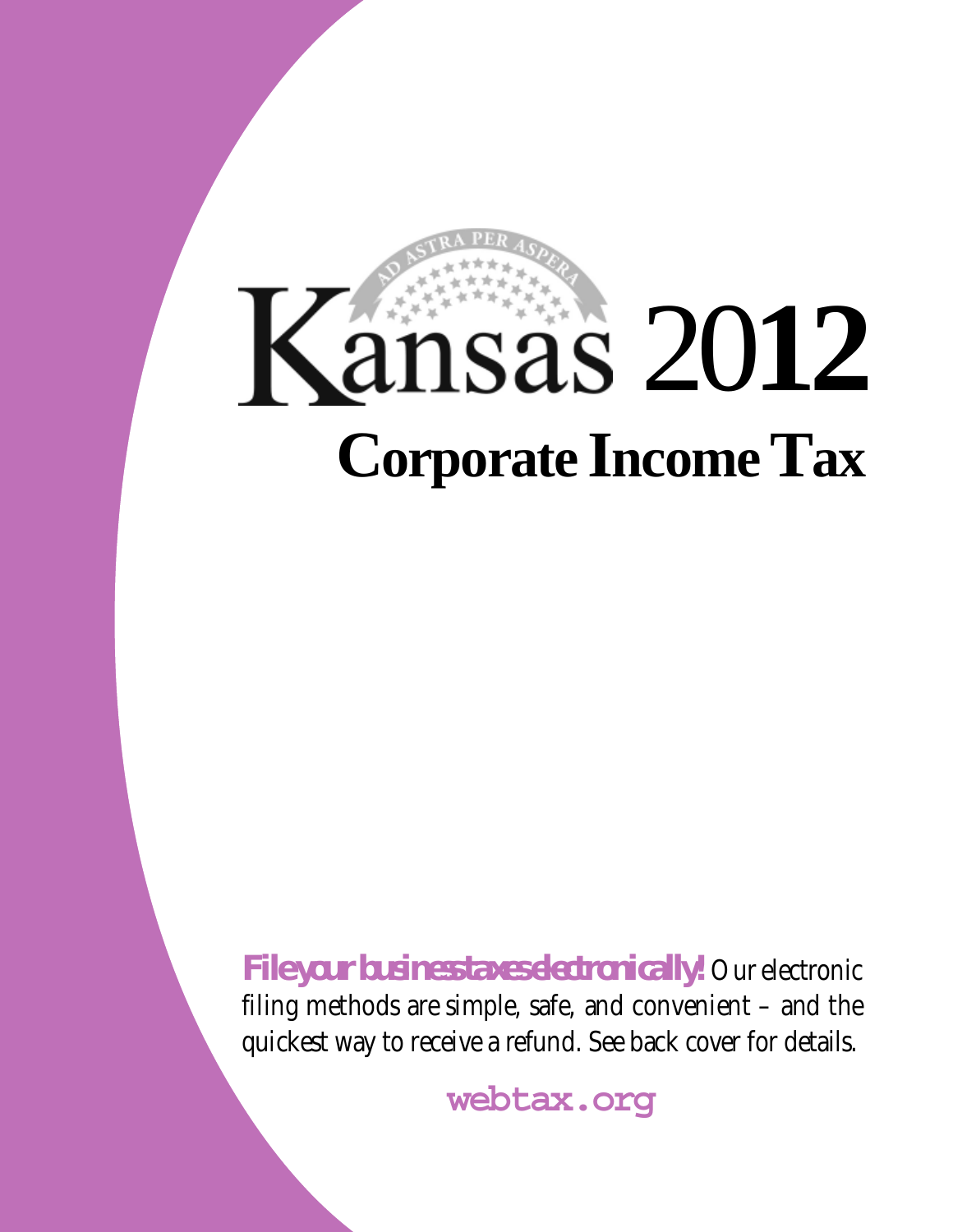# Kansas 2012

## Corporate Income Tax

**File your business taxes electronically!** Our electronic filing methods are simple, safe, and convenient – and the quickest way to receive a refund. See back cover for details.

**webtax.org**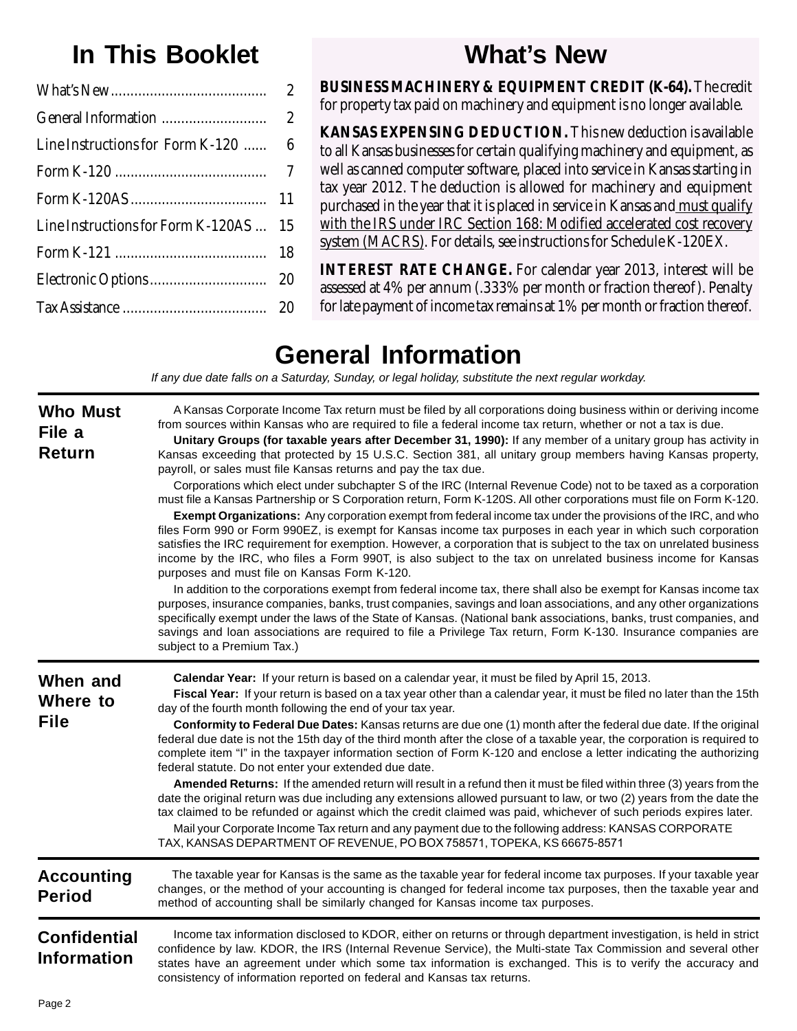## In This Booklet

| | |
|---|---|
| What's New | 2 |
| General Information | 2 |
| Line Instructions for Form K-120 | 6 |
| Form K-120 | 7 |
| Form K-120AS | 11 |
| Line Instructions for Form K-120AS | 15 |
| Form K-121 | 18 |
| Electronic Options | 20 |
| Tax Assistance | 20 |

## What's New

**BUSINESS MACHINERY & EQUIPMENT CREDIT (K-64).** The credit for property tax paid on machinery and equipment is no longer available.

**KANSAS EXPENSING DEDUCTION.** This new deduction is available to all Kansas businesses for certain qualifying machinery and equipment, as well as canned computer software, placed into service in Kansas starting in tax year 2012. The deduction is allowed for machinery and equipment purchased in the year that it is placed in service in Kansas and must qualify with the IRS under IRC Section 168: Modified accelerated cost recovery system (MACRS). For details, see instructions for Schedule K-120EX.

**INTEREST RATE CHANGE.** For calendar year 2013, interest will be assessed at 4% per annum (.333% per month or fraction thereof). Penalty for late payment of income tax remains at 1% per month or fraction thereof.

# General Information

*If any due date falls on a Saturday, Sunday, or legal holiday, substitute the next regular workday.*

### Who Must File a Return

A Kansas Corporate Income Tax return must be filed by all corporations doing business within or deriving income from sources within Kansas who are required to file a federal income tax return, whether or not a tax is due.

**Unitary Groups (for taxable years after December 31, 1990):** If any member of a unitary group has activity in Kansas exceeding that protected by 15 U.S.C. Section 381, all unitary group members having Kansas property, payroll, or sales must file Kansas returns and pay the tax due.

Corporations which elect under subchapter S of the IRC (Internal Revenue Code) not to be taxed as a corporation must file a Kansas Partnership or S Corporation return, Form K-120S. All other corporations must file on Form K-120.

**Exempt Organizations:** Any corporation exempt from federal income tax under the provisions of the IRC, and who files Form 990 or Form 990EZ, is exempt for Kansas income tax purposes in each year in which such corporation satisfies the IRC requirement for exemption. However, a corporation that is subject to the tax on unrelated business income by the IRC, who files a Form 990T, is also subject to the tax on unrelated business income for Kansas purposes and must file on Kansas Form K-120.

In addition to the corporations exempt from federal income tax, there shall also be exempt for Kansas income tax purposes, insurance companies, banks, trust companies, savings and loan associations, and any other organizations specifically exempt under the laws of the State of Kansas. (National bank associations, banks, trust companies, and savings and loan associations are required to file a Privilege Tax return, Form K-130. Insurance companies are subject to a Premium Tax.)

### When and Where to File

**Calendar Year:** If your return is based on a calendar year, it must be filed by April 15, 2013.

**Fiscal Year:** If your return is based on a tax year other than a calendar year, it must be filed no later than the 15th day of the fourth month following the end of your tax year.

**Conformity to Federal Due Dates:** Kansas returns are due one (1) month after the federal due date. If the original federal due date is not the 15th day of the third month after the close of a taxable year, the corporation is required to complete item "I" in the taxpayer information section of Form K-120 and enclose a letter indicating the authorizing federal statute. Do not enter your extended due date.

**Amended Returns:** If the amended return will result in a refund then it must be filed within three (3) years from the date the original return was due including any extensions allowed pursuant to law, or two (2) years from the date the tax claimed to be refunded or against which the credit claimed was paid, whichever of such periods expires later.

Mail your Corporate Income Tax return and any payment due to the following address: KANSAS CORPORATE TAX, KANSAS DEPARTMENT OF REVENUE, PO BOX 758571, TOPEKA, KS 66675-8571

### Accounting Period

The taxable year for Kansas is the same as the taxable year for federal income tax purposes. If your taxable year changes, or the method of your accounting is changed for federal income tax purposes, then the taxable year and method of accounting shall be similarly changed for Kansas income tax purposes.

### Confidential Information

Income tax information disclosed to KDOR, either on returns or through department investigation, is held in strict confidence by law. KDOR, the IRS (Internal Revenue Service), the Multi-state Tax Commission and several other states have an agreement under which some tax information is exchanged. This is to verify the accuracy and consistency of information reported on federal and Kansas tax returns.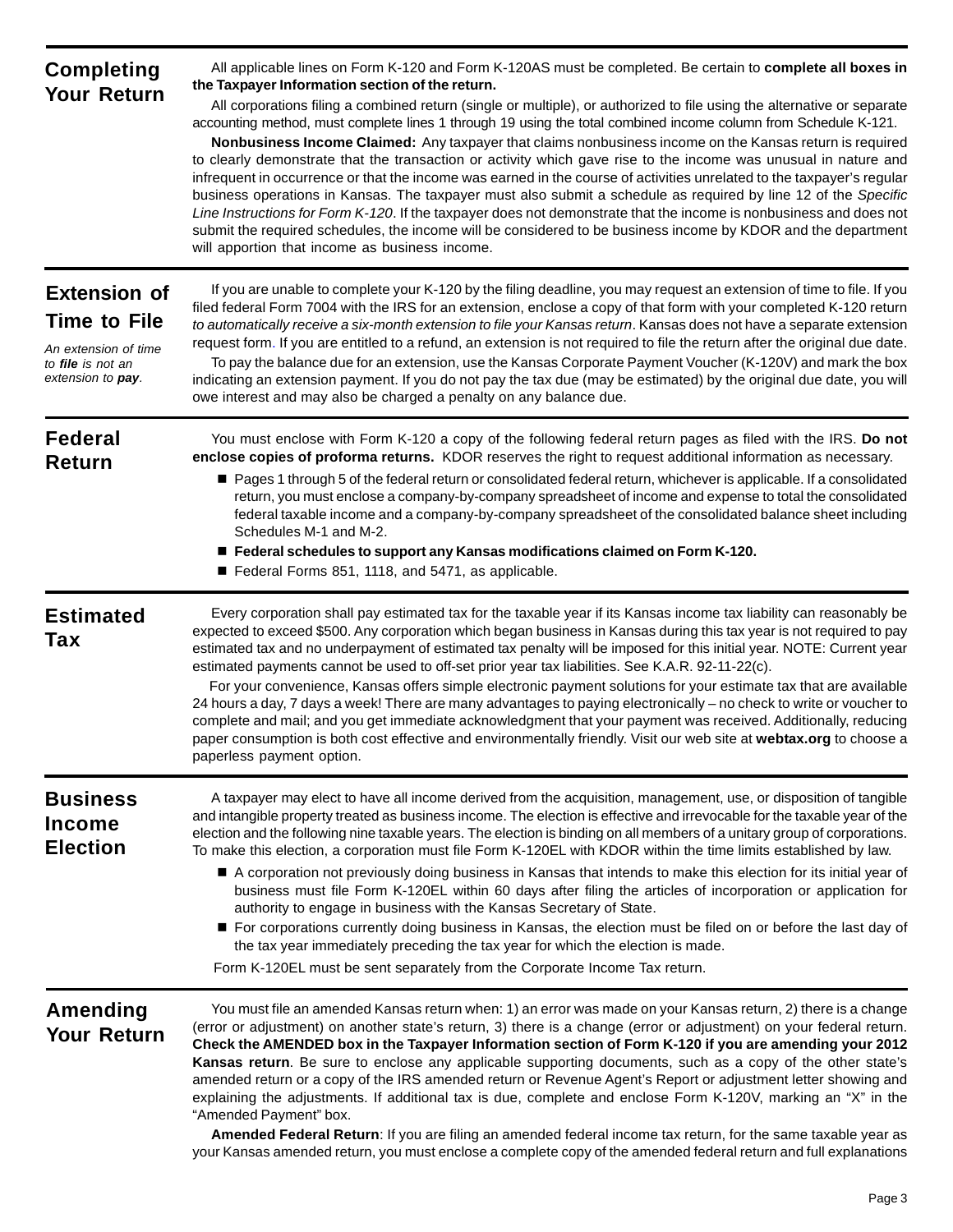## Completing Your Return

All applicable lines on Form K-120 and Form K-120AS must be completed. Be certain to **complete all boxes in the Taxpayer Information section of the return.**

All corporations filing a combined return (single or multiple), or authorized to file using the alternative or separate accounting method, must complete lines 1 through 19 using the total combined income column from Schedule K-121.

**Nonbusiness Income Claimed:** Any taxpayer that claims nonbusiness income on the Kansas return is required to clearly demonstrate that the transaction or activity which gave rise to the income was unusual in nature and infrequent in occurrence or that the income was earned in the course of activities unrelated to the taxpayer's regular business operations in Kansas. The taxpayer must also submit a schedule as required by line 12 of the *Specific Line Instructions for Form K-120*. If the taxpayer does not demonstrate that the income is nonbusiness and does not submit the required schedules, the income will be considered to be business income by KDOR and the department will apportion that income as business income.

## Extension of Time to File

*An extension of time to **file** is not an extension to **pay**.*

If you are unable to complete your K-120 by the filing deadline, you may request an extension of time to file. If you filed federal Form 7004 with the IRS for an extension, enclose a copy of that form with your completed K-120 return *to automatically receive a six-month extension to file your Kansas return*. Kansas does not have a separate extension request form. If you are entitled to a refund, an extension is not required to file the return after the original due date.

To pay the balance due for an extension, use the Kansas Corporate Payment Voucher (K-120V) and mark the box indicating an extension payment. If you do not pay the tax due (may be estimated) by the original due date, you will owe interest and may also be charged a penalty on any balance due.

## Federal Return

You must enclose with Form K-120 a copy of the following federal return pages as filed with the IRS. **Do not enclose copies of proforma returns.** KDOR reserves the right to request additional information as necessary.

- Pages 1 through 5 of the federal return or consolidated federal return, whichever is applicable. If a consolidated return, you must enclose a company-by-company spreadsheet of income and expense to total the consolidated federal taxable income and a company-by-company spreadsheet of the consolidated balance sheet including Schedules M-1 and M-2.
- **Federal schedules to support any Kansas modifications claimed on Form K-120.**
- Federal Forms 851, 1118, and 5471, as applicable.

## Estimated Tax

Every corporation shall pay estimated tax for the taxable year if its Kansas income tax liability can reasonably be expected to exceed $500. Any corporation which began business in Kansas during this tax year is not required to pay estimated tax and no underpayment of estimated tax penalty will be imposed for this initial year. NOTE: Current year estimated payments cannot be used to off-set prior year tax liabilities. See K.A.R. 92-11-22(c).

For your convenience, Kansas offers simple electronic payment solutions for your estimate tax that are available 24 hours a day, 7 days a week! There are many advantages to paying electronically – no check to write or voucher to complete and mail; and you get immediate acknowledgment that your payment was received. Additionally, reducing paper consumption is both cost effective and environmentally friendly. Visit our web site at **webtax.org** to choose a paperless payment option.

## Business Income Election

A taxpayer may elect to have all income derived from the acquisition, management, use, or disposition of tangible and intangible property treated as business income. The election is effective and irrevocable for the taxable year of the election and the following nine taxable years. The election is binding on all members of a unitary group of corporations. To make this election, a corporation must file Form K-120EL with KDOR within the time limits established by law.

- A corporation not previously doing business in Kansas that intends to make this election for its initial year of business must file Form K-120EL within 60 days after filing the articles of incorporation or application for authority to engage in business with the Kansas Secretary of State.
- For corporations currently doing business in Kansas, the election must be filed on or before the last day of the tax year immediately preceding the tax year for which the election is made.

Form K-120EL must be sent separately from the Corporate Income Tax return.

## Amending Your Return

You must file an amended Kansas return when: 1) an error was made on your Kansas return, 2) there is a change (error or adjustment) on another state's return, 3) there is a change (error or adjustment) on your federal return. **Check the AMENDED box in the Taxpayer Information section of Form K-120 if you are amending your 2012 Kansas return**. Be sure to enclose any applicable supporting documents, such as a copy of the other state's amended return or a copy of the IRS amended return or Revenue Agent's Report or adjustment letter showing and explaining the adjustments. If additional tax is due, complete and enclose Form K-120V, marking an "X" in the "Amended Payment" box.

**Amended Federal Return**: If you are filing an amended federal income tax return, for the same taxable year as your Kansas amended return, you must enclose a complete copy of the amended federal return and full explanations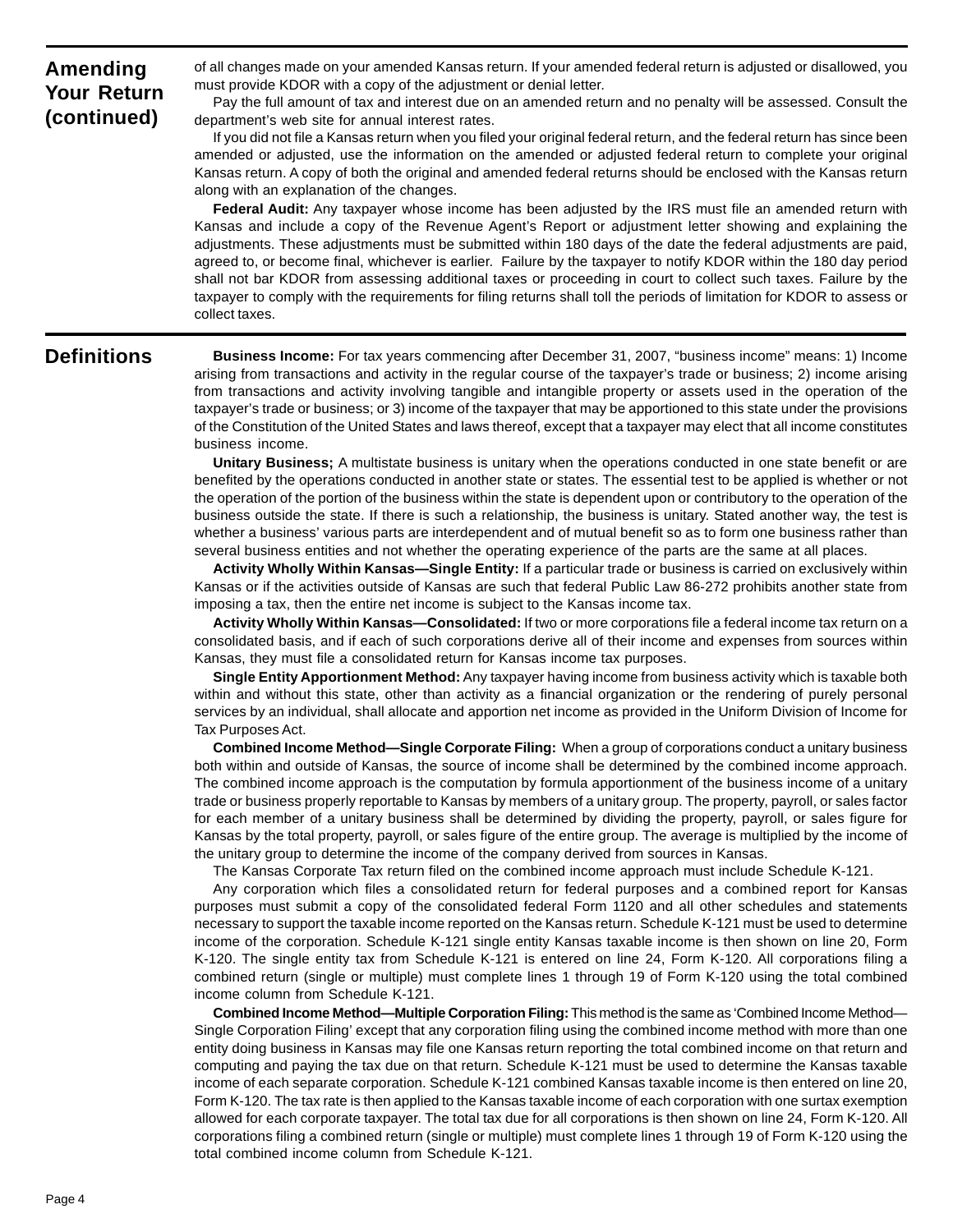## Amending Your Return (continued)

of all changes made on your amended Kansas return. If your amended federal return is adjusted or disallowed, you must provide KDOR with a copy of the adjustment or denial letter.

Pay the full amount of tax and interest due on an amended return and no penalty will be assessed. Consult the department's web site for annual interest rates.

If you did not file a Kansas return when you filed your original federal return, and the federal return has since been amended or adjusted, use the information on the amended or adjusted federal return to complete your original Kansas return. A copy of both the original and amended federal returns should be enclosed with the Kansas return along with an explanation of the changes.

**Federal Audit:** Any taxpayer whose income has been adjusted by the IRS must file an amended return with Kansas and include a copy of the Revenue Agent's Report or adjustment letter showing and explaining the adjustments. These adjustments must be submitted within 180 days of the date the federal adjustments are paid, agreed to, or become final, whichever is earlier. Failure by the taxpayer to notify KDOR within the 180 day period shall not bar KDOR from assessing additional taxes or proceeding in court to collect such taxes. Failure by the taxpayer to comply with the requirements for filing returns shall toll the periods of limitation for KDOR to assess or collect taxes.

## Definitions

**Business Income:** For tax years commencing after December 31, 2007, "business income" means: 1) Income arising from transactions and activity in the regular course of the taxpayer's trade or business; 2) income arising from transactions and activity involving tangible and intangible property or assets used in the operation of the taxpayer's trade or business; or 3) income of the taxpayer that may be apportioned to this state under the provisions of the Constitution of the United States and laws thereof, except that a taxpayer may elect that all income constitutes business income.

**Unitary Business;** A multistate business is unitary when the operations conducted in one state benefit or are benefited by the operations conducted in another state or states. The essential test to be applied is whether or not the operation of the portion of the business within the state is dependent upon or contributory to the operation of the business outside the state. If there is such a relationship, the business is unitary. Stated another way, the test is whether a business' various parts are interdependent and of mutual benefit so as to form one business rather than several business entities and not whether the operating experience of the parts are the same at all places.

**Activity Wholly Within Kansas—Single Entity:** If a particular trade or business is carried on exclusively within Kansas or if the activities outside of Kansas are such that federal Public Law 86-272 prohibits another state from imposing a tax, then the entire net income is subject to the Kansas income tax.

**Activity Wholly Within Kansas—Consolidated:** If two or more corporations file a federal income tax return on a consolidated basis, and if each of such corporations derive all of their income and expenses from sources within Kansas, they must file a consolidated return for Kansas income tax purposes.

**Single Entity Apportionment Method:** Any taxpayer having income from business activity which is taxable both within and without this state, other than activity as a financial organization or the rendering of purely personal services by an individual, shall allocate and apportion net income as provided in the Uniform Division of Income for Tax Purposes Act.

**Combined Income Method—Single Corporate Filing:** When a group of corporations conduct a unitary business both within and outside of Kansas, the source of income shall be determined by the combined income approach. The combined income approach is the computation by formula apportionment of the business income of a unitary trade or business properly reportable to Kansas by members of a unitary group. The property, payroll, or sales factor for each member of a unitary business shall be determined by dividing the property, payroll, or sales figure for Kansas by the total property, payroll, or sales figure of the entire group. The average is multiplied by the income of the unitary group to determine the income of the company derived from sources in Kansas.

The Kansas Corporate Tax return filed on the combined income approach must include Schedule K-121.

Any corporation which files a consolidated return for federal purposes and a combined report for Kansas purposes must submit a copy of the consolidated federal Form 1120 and all other schedules and statements necessary to support the taxable income reported on the Kansas return. Schedule K-121 must be used to determine income of the corporation. Schedule K-121 single entity Kansas taxable income is then shown on line 20, Form K-120. The single entity tax from Schedule K-121 is entered on line 24, Form K-120. All corporations filing a combined return (single or multiple) must complete lines 1 through 19 of Form K-120 using the total combined income column from Schedule K-121.

**Combined Income Method—Multiple Corporation Filing:** This method is the same as 'Combined Income Method—Single Corporation Filing' except that any corporation filing using the combined income method with more than one entity doing business in Kansas may file one Kansas return reporting the total combined income on that return and computing and paying the tax due on that return. Schedule K-121 must be used to determine the Kansas taxable income of each separate corporation. Schedule K-121 combined Kansas taxable income is then entered on line 20, Form K-120. The tax rate is then applied to the Kansas taxable income of each corporation with one surtax exemption allowed for each corporate taxpayer. The total tax due for all corporations is then shown on line 24, Form K-120. All corporations filing a combined return (single or multiple) must complete lines 1 through 19 of Form K-120 using the total combined income column from Schedule K-121.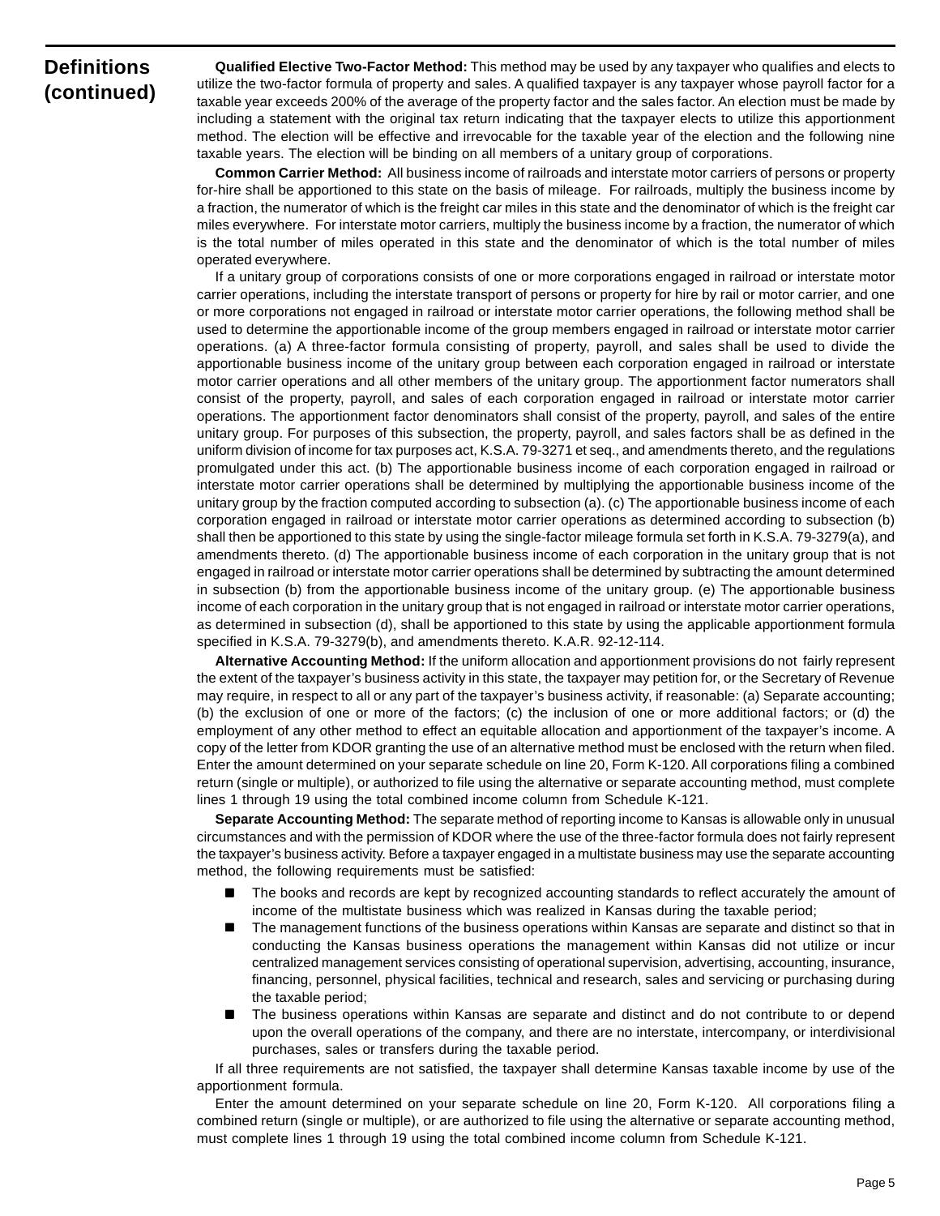## Definitions (continued)

**Qualified Elective Two-Factor Method:** This method may be used by any taxpayer who qualifies and elects to utilize the two-factor formula of property and sales. A qualified taxpayer is any taxpayer whose payroll factor for a taxable year exceeds 200% of the average of the property factor and the sales factor. An election must be made by including a statement with the original tax return indicating that the taxpayer elects to utilize this apportionment method. The election will be effective and irrevocable for the taxable year of the election and the following nine taxable years. The election will be binding on all members of a unitary group of corporations.

**Common Carrier Method:** All business income of railroads and interstate motor carriers of persons or property for-hire shall be apportioned to this state on the basis of mileage. For railroads, multiply the business income by a fraction, the numerator of which is the freight car miles in this state and the denominator of which is the freight car miles everywhere. For interstate motor carriers, multiply the business income by a fraction, the numerator of which is the total number of miles operated in this state and the denominator of which is the total number of miles operated everywhere.

If a unitary group of corporations consists of one or more corporations engaged in railroad or interstate motor carrier operations, including the interstate transport of persons or property for hire by rail or motor carrier, and one or more corporations not engaged in railroad or interstate motor carrier operations, the following method shall be used to determine the apportionable income of the group members engaged in railroad or interstate motor carrier operations. (a) A three-factor formula consisting of property, payroll, and sales shall be used to divide the apportionable business income of the unitary group between each corporation engaged in railroad or interstate motor carrier operations and all other members of the unitary group. The apportionment factor numerators shall consist of the property, payroll, and sales of each corporation engaged in railroad or interstate motor carrier operations. The apportionment factor denominators shall consist of the property, payroll, and sales of the entire unitary group. For purposes of this subsection, the property, payroll, and sales factors shall be as defined in the uniform division of income for tax purposes act, K.S.A. 79-3271 et seq., and amendments thereto, and the regulations promulgated under this act. (b) The apportionable business income of each corporation engaged in railroad or interstate motor carrier operations shall be determined by multiplying the apportionable business income of the unitary group by the fraction computed according to subsection (a). (c) The apportionable business income of each corporation engaged in railroad or interstate motor carrier operations as determined according to subsection (b) shall then be apportioned to this state by using the single-factor mileage formula set forth in K.S.A. 79-3279(a), and amendments thereto. (d) The apportionable business income of each corporation in the unitary group that is not engaged in railroad or interstate motor carrier operations shall be determined by subtracting the amount determined in subsection (b) from the apportionable business income of the unitary group. (e) The apportionable business income of each corporation in the unitary group that is not engaged in railroad or interstate motor carrier operations, as determined in subsection (d), shall be apportioned to this state by using the applicable apportionment formula specified in K.S.A. 79-3279(b), and amendments thereto. K.A.R. 92-12-114.

**Alternative Accounting Method:** If the uniform allocation and apportionment provisions do not fairly represent the extent of the taxpayer's business activity in this state, the taxpayer may petition for, or the Secretary of Revenue may require, in respect to all or any part of the taxpayer's business activity, if reasonable: (a) Separate accounting; (b) the exclusion of one or more of the factors; (c) the inclusion of one or more additional factors; or (d) the employment of any other method to effect an equitable allocation and apportionment of the taxpayer's income. A copy of the letter from KDOR granting the use of an alternative method must be enclosed with the return when filed. Enter the amount determined on your separate schedule on line 20, Form K-120. All corporations filing a combined return (single or multiple), or authorized to file using the alternative or separate accounting method, must complete lines 1 through 19 using the total combined income column from Schedule K-121.

**Separate Accounting Method:** The separate method of reporting income to Kansas is allowable only in unusual circumstances and with the permission of KDOR where the use of the three-factor formula does not fairly represent the taxpayer's business activity. Before a taxpayer engaged in a multistate business may use the separate accounting method, the following requirements must be satisfied:

- The books and records are kept by recognized accounting standards to reflect accurately the amount of income of the multistate business which was realized in Kansas during the taxable period;
- The management functions of the business operations within Kansas are separate and distinct so that in conducting the Kansas business operations the management within Kansas did not utilize or incur centralized management services consisting of operational supervision, advertising, accounting, insurance, financing, personnel, physical facilities, technical and research, sales and servicing or purchasing during the taxable period;
- The business operations within Kansas are separate and distinct and do not contribute to or depend upon the overall operations of the company, and there are no interstate, intercompany, or interdivisional purchases, sales or transfers during the taxable period.

If all three requirements are not satisfied, the taxpayer shall determine Kansas taxable income by use of the apportionment formula.

Enter the amount determined on your separate schedule on line 20, Form K-120. All corporations filing a combined return (single or multiple), or are authorized to file using the alternative or separate accounting method, must complete lines 1 through 19 using the total combined income column from Schedule K-121.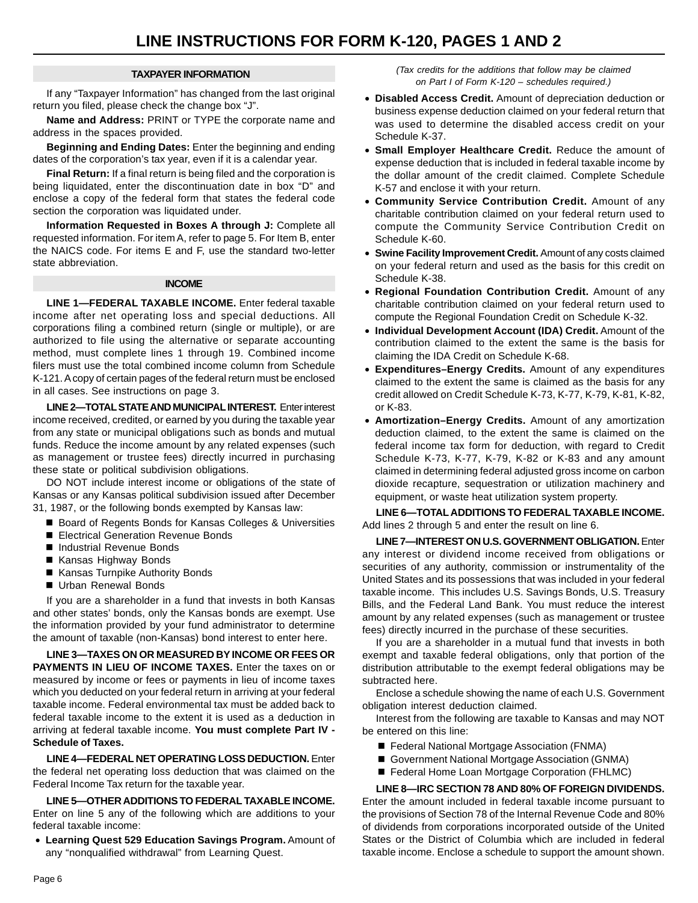# LINE INSTRUCTIONS FOR FORM K-120, PAGES 1 AND 2

## TAXPAYER INFORMATION

If any "Taxpayer Information" has changed from the last original return you filed, please check the change box "J".

**Name and Address:** PRINT or TYPE the corporate name and address in the spaces provided.

**Beginning and Ending Dates:** Enter the beginning and ending dates of the corporation's tax year, even if it is a calendar year.

**Final Return:** If a final return is being filed and the corporation is being liquidated, enter the discontinuation date in box "D" and enclose a copy of the federal form that states the federal code section the corporation was liquidated under.

**Information Requested in Boxes A through J:** Complete all requested information. For item A, refer to page 5. For Item B, enter the NAICS code. For items E and F, use the standard two-letter state abbreviation.

## INCOME

**LINE 1—FEDERAL TAXABLE INCOME.** Enter federal taxable income after net operating loss and special deductions. All corporations filing a combined return (single or multiple), or are authorized to file using the alternative or separate accounting method, must complete lines 1 through 19. Combined income filers must use the total combined income column from Schedule K-121. A copy of certain pages of the federal return must be enclosed in all cases. See instructions on page 3.

**LINE 2—TOTAL STATE AND MUNICIPAL INTEREST.** Enter interest income received, credited, or earned by you during the taxable year from any state or municipal obligations such as bonds and mutual funds. Reduce the income amount by any related expenses (such as management or trustee fees) directly incurred in purchasing these state or political subdivision obligations.

DO NOT include interest income or obligations of the state of Kansas or any Kansas political subdivision issued after December 31, 1987, or the following bonds exempted by Kansas law:

- Board of Regents Bonds for Kansas Colleges & Universities
- Electrical Generation Revenue Bonds
- Industrial Revenue Bonds
- Kansas Highway Bonds
- Kansas Turnpike Authority Bonds
- Urban Renewal Bonds

If you are a shareholder in a fund that invests in both Kansas and other states' bonds, only the Kansas bonds are exempt. Use the information provided by your fund administrator to determine the amount of taxable (non-Kansas) bond interest to enter here.

**LINE 3—TAXES ON OR MEASURED BY INCOME OR FEES OR PAYMENTS IN LIEU OF INCOME TAXES.** Enter the taxes on or measured by income or fees or payments in lieu of income taxes which you deducted on your federal return in arriving at your federal taxable income. Federal environmental tax must be added back to federal taxable income to the extent it is used as a deduction in arriving at federal taxable income. **You must complete Part IV - Schedule of Taxes.**

**LINE 4—FEDERAL NET OPERATING LOSS DEDUCTION.** Enter the federal net operating loss deduction that was claimed on the Federal Income Tax return for the taxable year.

**LINE 5—OTHER ADDITIONS TO FEDERAL TAXABLE INCOME.** Enter on line 5 any of the following which are additions to your federal taxable income:

- **Learning Quest 529 Education Savings Program.** Amount of any "nonqualified withdrawal" from Learning Quest.

*(Tax credits for the additions that follow may be claimed on Part I of Form K-120 – schedules required.)*

- **Disabled Access Credit.** Amount of depreciation deduction or business expense deduction claimed on your federal return that was used to determine the disabled access credit on your Schedule K-37.
- **Small Employer Healthcare Credit.** Reduce the amount of expense deduction that is included in federal taxable income by the dollar amount of the credit claimed. Complete Schedule K-57 and enclose it with your return.
- **Community Service Contribution Credit.** Amount of any charitable contribution claimed on your federal return used to compute the Community Service Contribution Credit on Schedule K-60.
- **Swine Facility Improvement Credit.** Amount of any costs claimed on your federal return and used as the basis for this credit on Schedule K-38.
- **Regional Foundation Contribution Credit.** Amount of any charitable contribution claimed on your federal return used to compute the Regional Foundation Credit on Schedule K-32.
- **Individual Development Account (IDA) Credit.** Amount of the contribution claimed to the extent the same is the basis for claiming the IDA Credit on Schedule K-68.
- **Expenditures–Energy Credits.** Amount of any expenditures claimed to the extent the same is claimed as the basis for any credit allowed on Credit Schedule K-73, K-77, K-79, K-81, K-82, or K-83.
- **Amortization–Energy Credits.** Amount of any amortization deduction claimed, to the extent the same is claimed on the federal income tax form for deduction, with regard to Credit Schedule K-73, K-77, K-79, K-82 or K-83 and any amount claimed in determining federal adjusted gross income on carbon dioxide recapture, sequestration or utilization machinery and equipment, or waste heat utilization system property.

**LINE 6—TOTAL ADDITIONS TO FEDERAL TAXABLE INCOME.** Add lines 2 through 5 and enter the result on line 6.

**LINE 7—INTEREST ON U.S. GOVERNMENT OBLIGATION.** Enter any interest or dividend income received from obligations or securities of any authority, commission or instrumentality of the United States and its possessions that was included in your federal taxable income. This includes U.S. Savings Bonds, U.S. Treasury Bills, and the Federal Land Bank. You must reduce the interest amount by any related expenses (such as management or trustee fees) directly incurred in the purchase of these securities.

If you are a shareholder in a mutual fund that invests in both exempt and taxable federal obligations, only that portion of the distribution attributable to the exempt federal obligations may be subtracted here.

Enclose a schedule showing the name of each U.S. Government obligation interest deduction claimed.

Interest from the following are taxable to Kansas and may NOT be entered on this line:

- Federal National Mortgage Association (FNMA)
- Government National Mortgage Association (GNMA)
- Federal Home Loan Mortgage Corporation (FHLMC)

**LINE 8—IRC SECTION 78 AND 80% OF FOREIGN DIVIDENDS.** Enter the amount included in federal taxable income pursuant to the provisions of Section 78 of the Internal Revenue Code and 80% of dividends from corporations incorporated outside of the United States or the District of Columbia which are included in federal taxable income. Enclose a schedule to support the amount shown.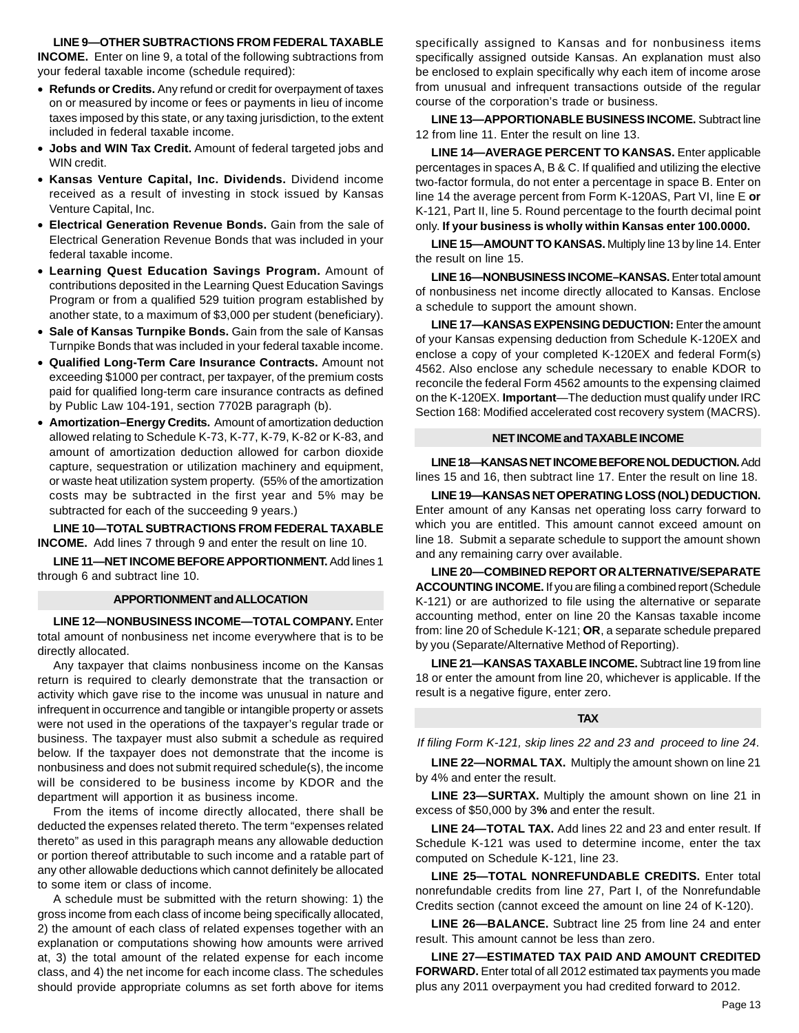**LINE 9—OTHER SUBTRACTIONS FROM FEDERAL TAXABLE INCOME.** Enter on line 9, a total of the following subtractions from your federal taxable income (schedule required):

- **Refunds or Credits.** Any refund or credit for overpayment of taxes on or measured by income or fees or payments in lieu of income taxes imposed by this state, or any taxing jurisdiction, to the extent included in federal taxable income.
- **Jobs and WIN Tax Credit.** Amount of federal targeted jobs and WIN credit.
- **Kansas Venture Capital, Inc. Dividends.** Dividend income received as a result of investing in stock issued by Kansas Venture Capital, Inc.
- **Electrical Generation Revenue Bonds.** Gain from the sale of Electrical Generation Revenue Bonds that was included in your federal taxable income.
- **Learning Quest Education Savings Program.** Amount of contributions deposited in the Learning Quest Education Savings Program or from a qualified 529 tuition program established by another state, to a maximum of $3,000 per student (beneficiary).
- **Sale of Kansas Turnpike Bonds.** Gain from the sale of Kansas Turnpike Bonds that was included in your federal taxable income.
- **Qualified Long-Term Care Insurance Contracts.** Amount not exceeding $1000 per contract, per taxpayer, of the premium costs paid for qualified long-term care insurance contracts as defined by Public Law 104-191, section 7702B paragraph (b).
- **Amortization–Energy Credits.** Amount of amortization deduction allowed relating to Schedule K-73, K-77, K-79, K-82 or K-83, and amount of amortization deduction allowed for carbon dioxide capture, sequestration or utilization machinery and equipment, or waste heat utilization system property. (55% of the amortization costs may be subtracted in the first year and 5% may be subtracted for each of the succeeding 9 years.)

**LINE 10—TOTAL SUBTRACTIONS FROM FEDERAL TAXABLE INCOME.** Add lines 7 through 9 and enter the result on line 10.

**LINE 11—NET INCOME BEFORE APPORTIONMENT.** Add lines 1 through 6 and subtract line 10.

## APPORTIONMENT and ALLOCATION

**LINE 12—NONBUSINESS INCOME—TOTAL COMPANY.** Enter total amount of nonbusiness net income everywhere that is to be directly allocated.

Any taxpayer that claims nonbusiness income on the Kansas return is required to clearly demonstrate that the transaction or activity which gave rise to the income was unusual in nature and infrequent in occurrence and tangible or intangible property or assets were not used in the operations of the taxpayer's regular trade or business. The taxpayer must also submit a schedule as required below. If the taxpayer does not demonstrate that the income is nonbusiness and does not submit required schedule(s), the income will be considered to be business income by KDOR and the department will apportion it as business income.

From the items of income directly allocated, there shall be deducted the expenses related thereto. The term "expenses related thereto" as used in this paragraph means any allowable deduction or portion thereof attributable to such income and a ratable part of any other allowable deductions which cannot definitely be allocated to some item or class of income.

A schedule must be submitted with the return showing: 1) the gross income from each class of income being specifically allocated, 2) the amount of each class of related expenses together with an explanation or computations showing how amounts were arrived at, 3) the total amount of the related expense for each income class, and 4) the net income for each income class. The schedules should provide appropriate columns as set forth above for items specifically assigned to Kansas and for nonbusiness items specifically assigned outside Kansas. An explanation must also be enclosed to explain specifically why each item of income arose from unusual and infrequent transactions outside of the regular course of the corporation's trade or business.

**LINE 13—APPORTIONABLE BUSINESS INCOME.** Subtract line 12 from line 11. Enter the result on line 13.

**LINE 14—AVERAGE PERCENT TO KANSAS.** Enter applicable percentages in spaces A, B & C. If qualified and utilizing the elective two-factor formula, do not enter a percentage in space B. Enter on line 14 the average percent from Form K-120AS, Part VI, line E **or** K-121, Part II, line 5. Round percentage to the fourth decimal point only. **If your business is wholly within Kansas enter 100.0000.**

**LINE 15—AMOUNT TO KANSAS.** Multiply line 13 by line 14. Enter the result on line 15.

**LINE 16—NONBUSINESS INCOME–KANSAS.** Enter total amount of nonbusiness net income directly allocated to Kansas. Enclose a schedule to support the amount shown.

**LINE 17—KANSAS EXPENSING DEDUCTION:** Enter the amount of your Kansas expensing deduction from Schedule K-120EX and enclose a copy of your completed K-120EX and federal Form(s) 4562. Also enclose any schedule necessary to enable KDOR to reconcile the federal Form 4562 amounts to the expensing claimed on the K-120EX. **Important**—The deduction must qualify under IRC Section 168: Modified accelerated cost recovery system (MACRS).

## NET INCOME and TAXABLE INCOME

**LINE 18—KANSAS NET INCOME BEFORE NOL DEDUCTION.** Add lines 15 and 16, then subtract line 17. Enter the result on line 18.

**LINE 19—KANSAS NET OPERATING LOSS (NOL) DEDUCTION.** Enter amount of any Kansas net operating loss carry forward to which you are entitled. This amount cannot exceed amount on line 18. Submit a separate schedule to support the amount shown and any remaining carry over available.

**LINE 20—COMBINED REPORT OR ALTERNATIVE/SEPARATE ACCOUNTING INCOME.** If you are filing a combined report (Schedule K-121) or are authorized to file using the alternative or separate accounting method, enter on line 20 the Kansas taxable income from: line 20 of Schedule K-121; **OR**, a separate schedule prepared by you (Separate/Alternative Method of Reporting).

**LINE 21—KANSAS TAXABLE INCOME.** Subtract line 19 from line 18 or enter the amount from line 20, whichever is applicable. If the result is a negative figure, enter zero.

## TAX

*If filing Form K-121, skip lines 22 and 23 and proceed to line 24.*

**LINE 22—NORMAL TAX.** Multiply the amount shown on line 21 by 4% and enter the result.

**LINE 23—SURTAX.** Multiply the amount shown on line 21 in excess of $50,000 by 3**%** and enter the result.

**LINE 24—TOTAL TAX.** Add lines 22 and 23 and enter result. If Schedule K-121 was used to determine income, enter the tax computed on Schedule K-121, line 23.

**LINE 25—TOTAL NONREFUNDABLE CREDITS.** Enter total nonrefundable credits from line 27, Part I, of the Nonrefundable Credits section (cannot exceed the amount on line 24 of K-120).

**LINE 26—BALANCE.** Subtract line 25 from line 24 and enter result. This amount cannot be less than zero.

**LINE 27—ESTIMATED TAX PAID AND AMOUNT CREDITED FORWARD.** Enter total of all 2012 estimated tax payments you made plus any 2011 overpayment you had credited forward to 2012.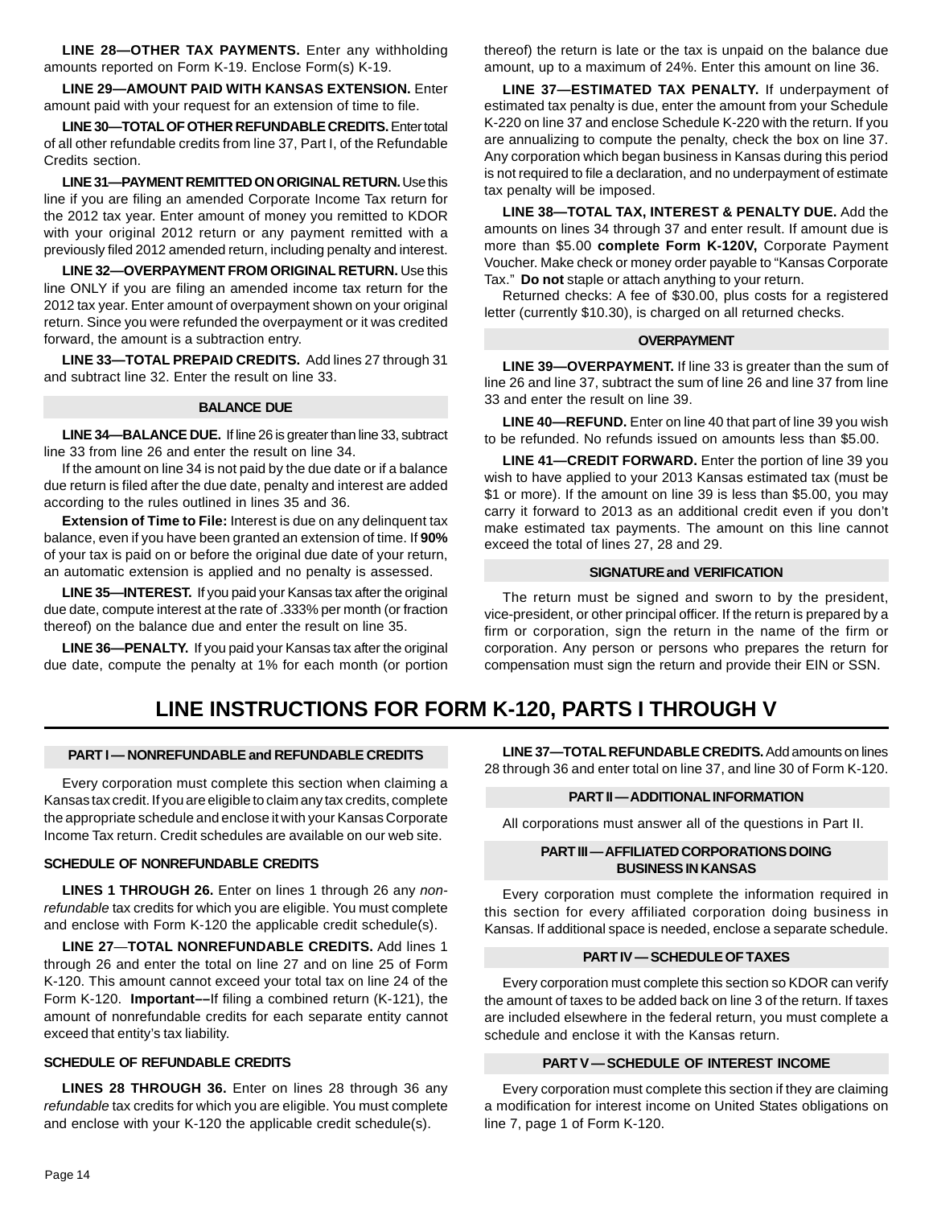**LINE 28—OTHER TAX PAYMENTS.** Enter any withholding amounts reported on Form K-19. Enclose Form(s) K-19.

**LINE 29—AMOUNT PAID WITH KANSAS EXTENSION.** Enter amount paid with your request for an extension of time to file.

**LINE 30—TOTAL OF OTHER REFUNDABLE CREDITS.** Enter total of all other refundable credits from line 37, Part I, of the Refundable Credits section.

**LINE 31—PAYMENT REMITTED ON ORIGINAL RETURN.** Use this line if you are filing an amended Corporate Income Tax return for the 2012 tax year. Enter amount of money you remitted to KDOR with your original 2012 return or any payment remitted with a previously filed 2012 amended return, including penalty and interest.

**LINE 32—OVERPAYMENT FROM ORIGINAL RETURN.** Use this line ONLY if you are filing an amended income tax return for the 2012 tax year. Enter amount of overpayment shown on your original return. Since you were refunded the overpayment or it was credited forward, the amount is a subtraction entry.

**LINE 33—TOTAL PREPAID CREDITS.** Add lines 27 through 31 and subtract line 32. Enter the result on line 33.

### BALANCE DUE

**LINE 34—BALANCE DUE.** If line 26 is greater than line 33, subtract line 33 from line 26 and enter the result on line 34.

If the amount on line 34 is not paid by the due date or if a balance due return is filed after the due date, penalty and interest are added according to the rules outlined in lines 35 and 36.

**Extension of Time to File:** Interest is due on any delinquent tax balance, even if you have been granted an extension of time. If **90%** of your tax is paid on or before the original due date of your return, an automatic extension is applied and no penalty is assessed.

**LINE 35—INTEREST.** If you paid your Kansas tax after the original due date, compute interest at the rate of .333% per month (or fraction thereof) on the balance due and enter the result on line 35.

**LINE 36—PENALTY.** If you paid your Kansas tax after the original due date, compute the penalty at 1% for each month (or portion thereof) the return is late or the tax is unpaid on the balance due amount, up to a maximum of 24%. Enter this amount on line 36.

**LINE 37—ESTIMATED TAX PENALTY.** If underpayment of estimated tax penalty is due, enter the amount from your Schedule K-220 on line 37 and enclose Schedule K-220 with the return. If you are annualizing to compute the penalty, check the box on line 37. Any corporation which began business in Kansas during this period is not required to file a declaration, and no underpayment of estimate tax penalty will be imposed.

**LINE 38—TOTAL TAX, INTEREST & PENALTY DUE.** Add the amounts on lines 34 through 37 and enter result. If amount due is more than $5.00 **complete Form K-120V,** Corporate Payment Voucher. Make check or money order payable to "Kansas Corporate Tax." **Do not** staple or attach anything to your return.

Returned checks: A fee of $30.00, plus costs for a registered letter (currently $10.30), is charged on all returned checks.

### OVERPAYMENT

**LINE 39—OVERPAYMENT.** If line 33 is greater than the sum of line 26 and line 37, subtract the sum of line 26 and line 37 from line 33 and enter the result on line 39.

**LINE 40—REFUND.** Enter on line 40 that part of line 39 you wish to be refunded. No refunds issued on amounts less than $5.00.

**LINE 41—CREDIT FORWARD.** Enter the portion of line 39 you wish to have applied to your 2013 Kansas estimated tax (must be $1 or more). If the amount on line 39 is less than $5.00, you may carry it forward to 2013 as an additional credit even if you don't make estimated tax payments. The amount on this line cannot exceed the total of lines 27, 28 and 29.

### SIGNATURE and VERIFICATION

The return must be signed and sworn to by the president, vice-president, or other principal officer. If the return is prepared by a firm or corporation, sign the return in the name of the firm or corporation. Any person or persons who prepares the return for compensation must sign the return and provide their EIN or SSN.

# LINE INSTRUCTIONS FOR FORM K-120, PARTS I THROUGH V

### PART I — NONREFUNDABLE and REFUNDABLE CREDITS

Every corporation must complete this section when claiming a Kansas tax credit. If you are eligible to claim any tax credits, complete the appropriate schedule and enclose it with your Kansas Corporate Income Tax return. Credit schedules are available on our web site.

#### SCHEDULE OF NONREFUNDABLE CREDITS

**LINES 1 THROUGH 26.** Enter on lines 1 through 26 any *non-refundable* tax credits for which you are eligible. You must complete and enclose with Form K-120 the applicable credit schedule(s).

**LINE 27—TOTAL NONREFUNDABLE CREDITS.** Add lines 1 through 26 and enter the total on line 27 and on line 25 of Form K-120. This amount cannot exceed your total tax on line 24 of the Form K-120. **Important––**If filing a combined return (K-121), the amount of nonrefundable credits for each separate entity cannot exceed that entity's tax liability.

#### SCHEDULE OF REFUNDABLE CREDITS

**LINES 28 THROUGH 36.** Enter on lines 28 through 36 any *refundable* tax credits for which you are eligible. You must complete and enclose with your K-120 the applicable credit schedule(s).

**LINE 37—TOTAL REFUNDABLE CREDITS.** Add amounts on lines 28 through 36 and enter total on line 37, and line 30 of Form K-120.

### PART II — ADDITIONAL INFORMATION

All corporations must answer all of the questions in Part II.

### PART III — AFFILIATED CORPORATIONS DOING BUSINESS IN KANSAS

Every corporation must complete the information required in this section for every affiliated corporation doing business in Kansas. If additional space is needed, enclose a separate schedule.

### PART IV — SCHEDULE OF TAXES

Every corporation must complete this section so KDOR can verify the amount of taxes to be added back on line 3 of the return. If taxes are included elsewhere in the federal return, you must complete a schedule and enclose it with the Kansas return.

### PART V — SCHEDULE OF INTEREST INCOME

Every corporation must complete this section if they are claiming a modification for interest income on United States obligations on line 7, page 1 of Form K-120.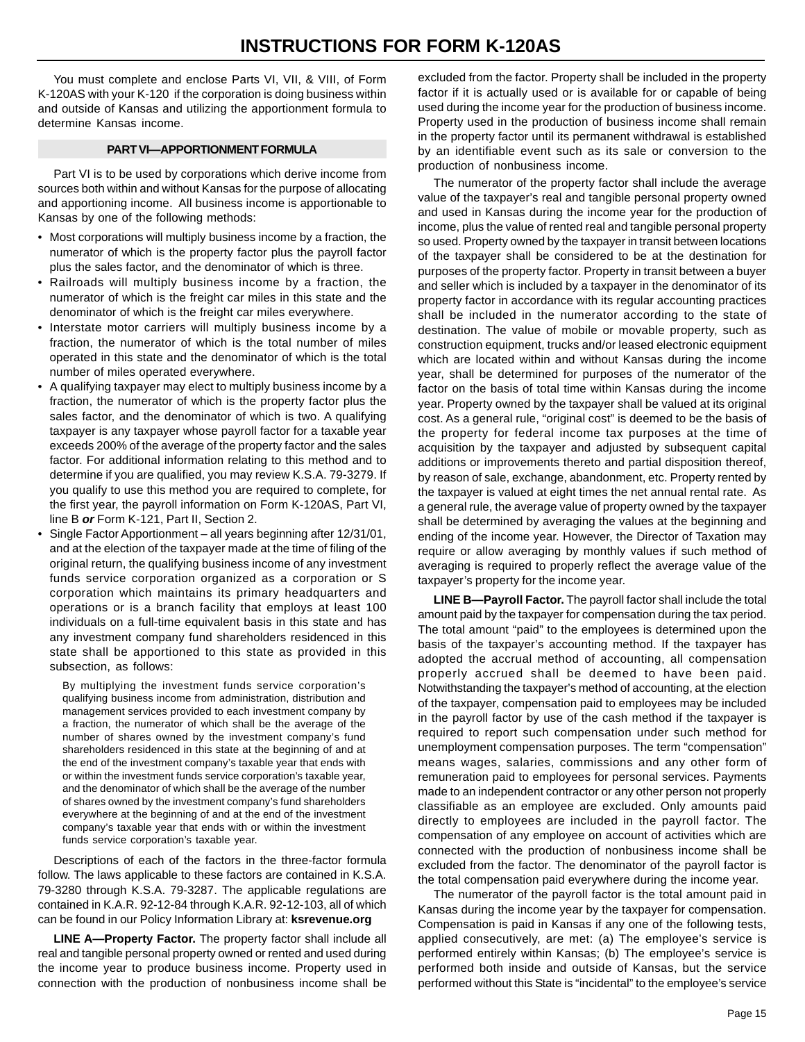# INSTRUCTIONS FOR FORM K-120AS

You must complete and enclose Parts VI, VII, & VIII, of Form K-120AS with your K-120 if the corporation is doing business within and outside of Kansas and utilizing the apportionment formula to determine Kansas income.

## PART VI—APPORTIONMENT FORMULA

Part VI is to be used by corporations which derive income from sources both within and without Kansas for the purpose of allocating and apportioning income. All business income is apportionable to Kansas by one of the following methods:

- Most corporations will multiply business income by a fraction, the numerator of which is the property factor plus the payroll factor plus the sales factor, and the denominator of which is three.
- Railroads will multiply business income by a fraction, the numerator of which is the freight car miles in this state and the denominator of which is the freight car miles everywhere.
- Interstate motor carriers will multiply business income by a fraction, the numerator of which is the total number of miles operated in this state and the denominator of which is the total number of miles operated everywhere.
- A qualifying taxpayer may elect to multiply business income by a fraction, the numerator of which is the property factor plus the sales factor, and the denominator of which is two. A qualifying taxpayer is any taxpayer whose payroll factor for a taxable year exceeds 200% of the average of the property factor and the sales factor. For additional information relating to this method and to determine if you are qualified, you may review K.S.A. 79-3279. If you qualify to use this method you are required to complete, for the first year, the payroll information on Form K-120AS, Part VI, line B ***or*** Form K-121, Part II, Section 2.
- Single Factor Apportionment – all years beginning after 12/31/01, and at the election of the taxpayer made at the time of filing of the original return, the qualifying business income of any investment funds service corporation organized as a corporation or S corporation which maintains its primary headquarters and operations or is a branch facility that employs at least 100 individuals on a full-time equivalent basis in this state and has any investment company fund shareholders residenced in this state shall be apportioned to this state as provided in this subsection, as follows:

  By multiplying the investment funds service corporation's qualifying business income from administration, distribution and management services provided to each investment company by a fraction, the numerator of which shall be the average of the number of shares owned by the investment company's fund shareholders residenced in this state at the beginning of and at the end of the investment company's taxable year that ends with or within the investment funds service corporation's taxable year, and the denominator of which shall be the average of the number of shares owned by the investment company's fund shareholders everywhere at the beginning of and at the end of the investment company's taxable year that ends with or within the investment funds service corporation's taxable year.

Descriptions of each of the factors in the three-factor formula follow. The laws applicable to these factors are contained in K.S.A. 79-3280 through K.S.A. 79-3287. The applicable regulations are contained in K.A.R. 92-12-84 through K.A.R. 92-12-103, all of which can be found in our Policy Information Library at: **ksrevenue.org**

**LINE A—Property Factor.** The property factor shall include all real and tangible personal property owned or rented and used during the income year to produce business income. Property used in connection with the production of nonbusiness income shall be excluded from the factor. Property shall be included in the property factor if it is actually used or is available for or capable of being used during the income year for the production of business income. Property used in the production of business income shall remain in the property factor until its permanent withdrawal is established by an identifiable event such as its sale or conversion to the production of nonbusiness income.

The numerator of the property factor shall include the average value of the taxpayer's real and tangible personal property owned and used in Kansas during the income year for the production of income, plus the value of rented real and tangible personal property so used. Property owned by the taxpayer in transit between locations of the taxpayer shall be considered to be at the destination for purposes of the property factor. Property in transit between a buyer and seller which is included by a taxpayer in the denominator of its property factor in accordance with its regular accounting practices shall be included in the numerator according to the state of destination. The value of mobile or movable property, such as construction equipment, trucks and/or leased electronic equipment which are located within and without Kansas during the income year, shall be determined for purposes of the numerator of the factor on the basis of total time within Kansas during the income year. Property owned by the taxpayer shall be valued at its original cost. As a general rule, "original cost" is deemed to be the basis of the property for federal income tax purposes at the time of acquisition by the taxpayer and adjusted by subsequent capital additions or improvements thereto and partial disposition thereof, by reason of sale, exchange, abandonment, etc. Property rented by the taxpayer is valued at eight times the net annual rental rate. As a general rule, the average value of property owned by the taxpayer shall be determined by averaging the values at the beginning and ending of the income year. However, the Director of Taxation may require or allow averaging by monthly values if such method of averaging is required to properly reflect the average value of the taxpayer's property for the income year.

**LINE B—Payroll Factor.** The payroll factor shall include the total amount paid by the taxpayer for compensation during the tax period. The total amount "paid" to the employees is determined upon the basis of the taxpayer's accounting method. If the taxpayer has adopted the accrual method of accounting, all compensation properly accrued shall be deemed to have been paid. Notwithstanding the taxpayer's method of accounting, at the election of the taxpayer, compensation paid to employees may be included in the payroll factor by use of the cash method if the taxpayer is required to report such compensation under such method for unemployment compensation purposes. The term "compensation" means wages, salaries, commissions and any other form of remuneration paid to employees for personal services. Payments made to an independent contractor or any other person not properly classifiable as an employee are excluded. Only amounts paid directly to employees are included in the payroll factor. The compensation of any employee on account of activities which are connected with the production of nonbusiness income shall be excluded from the factor. The denominator of the payroll factor is the total compensation paid everywhere during the income year.

The numerator of the payroll factor is the total amount paid in Kansas during the income year by the taxpayer for compensation. Compensation is paid in Kansas if any one of the following tests, applied consecutively, are met: (a) The employee's service is performed entirely within Kansas; (b) The employee's service is performed both inside and outside of Kansas, but the service performed without this State is "incidental" to the employee's service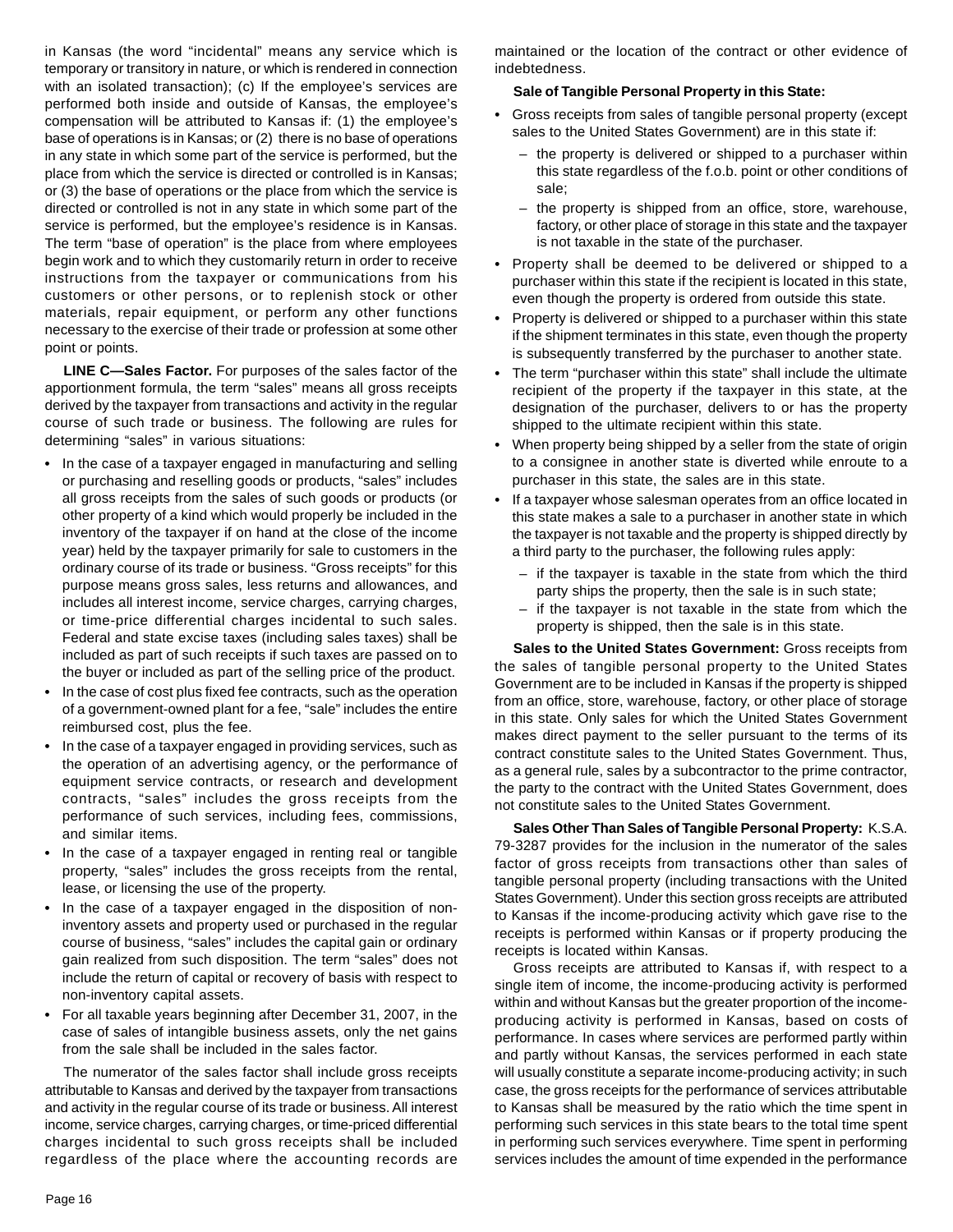in Kansas (the word "incidental" means any service which is temporary or transitory in nature, or which is rendered in connection with an isolated transaction); (c) If the employee's services are performed both inside and outside of Kansas, the employee's compensation will be attributed to Kansas if: (1) the employee's base of operations is in Kansas; or (2) there is no base of operations in any state in which some part of the service is performed, but the place from which the service is directed or controlled is in Kansas; or (3) the base of operations or the place from which the service is directed or controlled is not in any state in which some part of the service is performed, but the employee's residence is in Kansas. The term "base of operation" is the place from where employees begin work and to which they customarily return in order to receive instructions from the taxpayer or communications from his customers or other persons, or to replenish stock or other materials, repair equipment, or perform any other functions necessary to the exercise of their trade or profession at some other point or points.

**LINE C—Sales Factor.** For purposes of the sales factor of the apportionment formula, the term "sales" means all gross receipts derived by the taxpayer from transactions and activity in the regular course of such trade or business. The following are rules for determining "sales" in various situations:

- In the case of a taxpayer engaged in manufacturing and selling or purchasing and reselling goods or products, "sales" includes all gross receipts from the sales of such goods or products (or other property of a kind which would properly be included in the inventory of the taxpayer if on hand at the close of the income year) held by the taxpayer primarily for sale to customers in the ordinary course of its trade or business. "Gross receipts" for this purpose means gross sales, less returns and allowances, and includes all interest income, service charges, carrying charges, or time-price differential charges incidental to such sales. Federal and state excise taxes (including sales taxes) shall be included as part of such receipts if such taxes are passed on to the buyer or included as part of the selling price of the product.
- In the case of cost plus fixed fee contracts, such as the operation of a government-owned plant for a fee, "sale" includes the entire reimbursed cost, plus the fee.
- In the case of a taxpayer engaged in providing services, such as the operation of an advertising agency, or the performance of equipment service contracts, or research and development contracts, "sales" includes the gross receipts from the performance of such services, including fees, commissions, and similar items.
- In the case of a taxpayer engaged in renting real or tangible property, "sales" includes the gross receipts from the rental, lease, or licensing the use of the property.
- In the case of a taxpayer engaged in the disposition of non-inventory assets and property used or purchased in the regular course of business, "sales" includes the capital gain or ordinary gain realized from such disposition. The term "sales" does not include the return of capital or recovery of basis with respect to non-inventory capital assets.
- For all taxable years beginning after December 31, 2007, in the case of sales of intangible business assets, only the net gains from the sale shall be included in the sales factor.

The numerator of the sales factor shall include gross receipts attributable to Kansas and derived by the taxpayer from transactions and activity in the regular course of its trade or business. All interest income, service charges, carrying charges, or time-priced differential charges incidental to such gross receipts shall be included regardless of the place where the accounting records are maintained or the location of the contract or other evidence of indebtedness.

**Sale of Tangible Personal Property in this State:**

- Gross receipts from sales of tangible personal property (except sales to the United States Government) are in this state if:
  - the property is delivered or shipped to a purchaser within this state regardless of the f.o.b. point or other conditions of sale;
  - the property is shipped from an office, store, warehouse, factory, or other place of storage in this state and the taxpayer is not taxable in the state of the purchaser.
- Property shall be deemed to be delivered or shipped to a purchaser within this state if the recipient is located in this state, even though the property is ordered from outside this state.
- Property is delivered or shipped to a purchaser within this state if the shipment terminates in this state, even though the property is subsequently transferred by the purchaser to another state.
- The term "purchaser within this state" shall include the ultimate recipient of the property if the taxpayer in this state, at the designation of the purchaser, delivers to or has the property shipped to the ultimate recipient within this state.
- When property being shipped by a seller from the state of origin to a consignee in another state is diverted while enroute to a purchaser in this state, the sales are in this state.
- If a taxpayer whose salesman operates from an office located in this state makes a sale to a purchaser in another state in which the taxpayer is not taxable and the property is shipped directly by a third party to the purchaser, the following rules apply:
  - if the taxpayer is taxable in the state from which the third party ships the property, then the sale is in such state;
  - if the taxpayer is not taxable in the state from which the property is shipped, then the sale is in this state.

**Sales to the United States Government:** Gross receipts from the sales of tangible personal property to the United States Government are to be included in Kansas if the property is shipped from an office, store, warehouse, factory, or other place of storage in this state. Only sales for which the United States Government makes direct payment to the seller pursuant to the terms of its contract constitute sales to the United States Government. Thus, as a general rule, sales by a subcontractor to the prime contractor, the party to the contract with the United States Government, does not constitute sales to the United States Government.

**Sales Other Than Sales of Tangible Personal Property:** K.S.A. 79-3287 provides for the inclusion in the numerator of the sales factor of gross receipts from transactions other than sales of tangible personal property (including transactions with the United States Government). Under this section gross receipts are attributed to Kansas if the income-producing activity which gave rise to the receipts is performed within Kansas or if property producing the receipts is located within Kansas.

Gross receipts are attributed to Kansas if, with respect to a single item of income, the income-producing activity is performed within and without Kansas but the greater proportion of the income-producing activity is performed in Kansas, based on costs of performance. In cases where services are performed partly within and partly without Kansas, the services performed in each state will usually constitute a separate income-producing activity; in such case, the gross receipts for the performance of services attributable to Kansas shall be measured by the ratio which the time spent in performing such services in this state bears to the total time spent in performing such services everywhere. Time spent in performing services includes the amount of time expended in the performance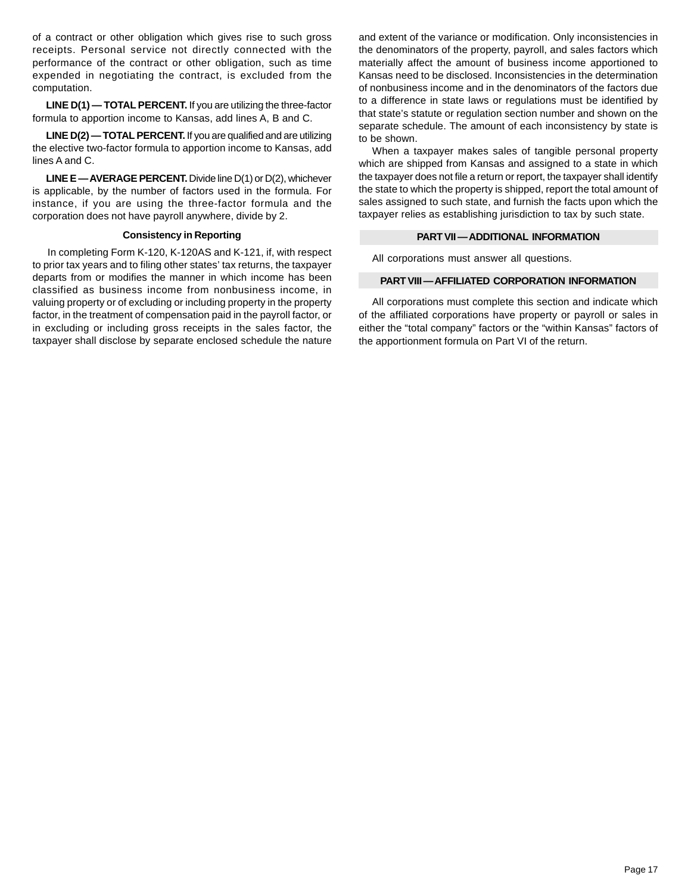of a contract or other obligation which gives rise to such gross receipts. Personal service not directly connected with the performance of the contract or other obligation, such as time expended in negotiating the contract, is excluded from the computation.

**LINE D(1) — TOTAL PERCENT.** If you are utilizing the three-factor formula to apportion income to Kansas, add lines A, B and C.

**LINE D(2) — TOTAL PERCENT.** If you are qualified and are utilizing the elective two-factor formula to apportion income to Kansas, add lines A and C.

**LINE E — AVERAGE PERCENT.** Divide line D(1) or D(2), whichever is applicable, by the number of factors used in the formula. For instance, if you are using the three-factor formula and the corporation does not have payroll anywhere, divide by 2.

### Consistency in Reporting

In completing Form K-120, K-120AS and K-121, if, with respect to prior tax years and to filing other states' tax returns, the taxpayer departs from or modifies the manner in which income has been classified as business income from nonbusiness income, in valuing property or of excluding or including property in the property factor, in the treatment of compensation paid in the payroll factor, or in excluding or including gross receipts in the sales factor, the taxpayer shall disclose by separate enclosed schedule the nature and extent of the variance or modification. Only inconsistencies in the denominators of the property, payroll, and sales factors which materially affect the amount of business income apportioned to Kansas need to be disclosed. Inconsistencies in the determination of nonbusiness income and in the denominators of the factors due to a difference in state laws or regulations must be identified by that state's statute or regulation section number and shown on the separate schedule. The amount of each inconsistency by state is to be shown.

When a taxpayer makes sales of tangible personal property which are shipped from Kansas and assigned to a state in which the taxpayer does not file a return or report, the taxpayer shall identify the state to which the property is shipped, report the total amount of sales assigned to such state, and furnish the facts upon which the taxpayer relies as establishing jurisdiction to tax by such state.

## PART VII — ADDITIONAL INFORMATION

All corporations must answer all questions.

## PART VIII — AFFILIATED CORPORATION INFORMATION

All corporations must complete this section and indicate which of the affiliated corporations have property or payroll or sales in either the "total company" factors or the "within Kansas" factors of the apportionment formula on Part VI of the return.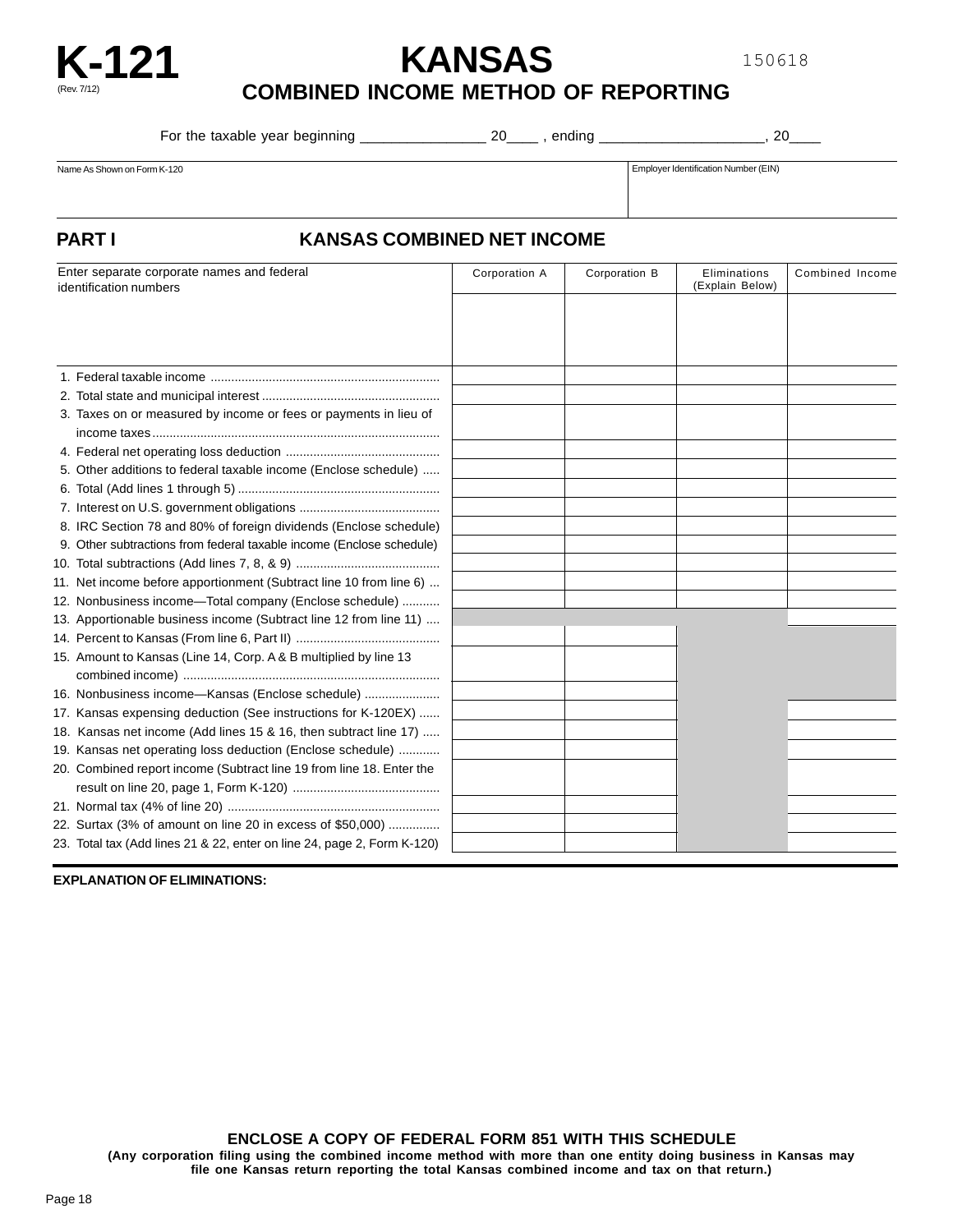# K-121

(Rev. 7/12)

# KANSAS

## COMBINED INCOME METHOD OF REPORTING

150618

For the taxable year beginning _______________ 20____ , ending ____________________, 20____

| Name As Shown on Form K-120 | Employer Identification Number (EIN) |
|---|---|
| | |

## PART I KANSAS COMBINED NET INCOME

| Enter separate corporate names and federal identification numbers | Corporation A | Corporation B | Eliminations (Explain Below) | Combined Income |
|---|---|---|---|---|
| | | | | |
| 1. Federal taxable income | | | | |
| 2. Total state and municipal interest | | | | |
| 3. Taxes on or measured by income or fees or payments in lieu of income taxes | | | | |
| 4. Federal net operating loss deduction | | | | |
| 5. Other additions to federal taxable income (Enclose schedule) | | | | |
| 6. Total (Add lines 1 through 5) | | | | |
| 7. Interest on U.S. government obligations | | | | |
| 8. IRC Section 78 and 80% of foreign dividends (Enclose schedule) | | | | |
| 9. Other subtractions from federal taxable income (Enclose schedule) | | | | |
| 10. Total subtractions (Add lines 7, 8, & 9) | | | | |
| 11. Net income before apportionment (Subtract line 10 from line 6) | | | | |
| 12. Nonbusiness income—Total company (Enclose schedule) | | | | |
| 13. Apportionable business income (Subtract line 12 from line 11) | | | | |
| 14. Percent to Kansas (From line 6, Part II) | | | | |
| 15. Amount to Kansas (Line 14, Corp. A & B multiplied by line 13 combined income) | | | | |
| 16. Nonbusiness income—Kansas (Enclose schedule) | | | | |
| 17. Kansas expensing deduction (See instructions for K-120EX) | | | | |
| 18. Kansas net income (Add lines 15 & 16, then subtract line 17) | | | | |
| 19. Kansas net operating loss deduction (Enclose schedule) | | | | |
| 20. Combined report income (Subtract line 19 from line 18. Enter the result on line 20, page 1, Form K-120) | | | | |
| 21. Normal tax (4% of line 20) | | | | |
| 22. Surtax (3% of amount on line 20 in excess of $50,000) | | | | |
| 23. Total tax (Add lines 21 & 22, enter on line 24, page 2, Form K-120) | | | | |

**EXPLANATION OF ELIMINATIONS:**

**ENCLOSE A COPY OF FEDERAL FORM 851 WITH THIS SCHEDULE**

**(Any corporation filing using the combined income method with more than one entity doing business in Kansas may file one Kansas return reporting the total Kansas combined income and tax on that return.)**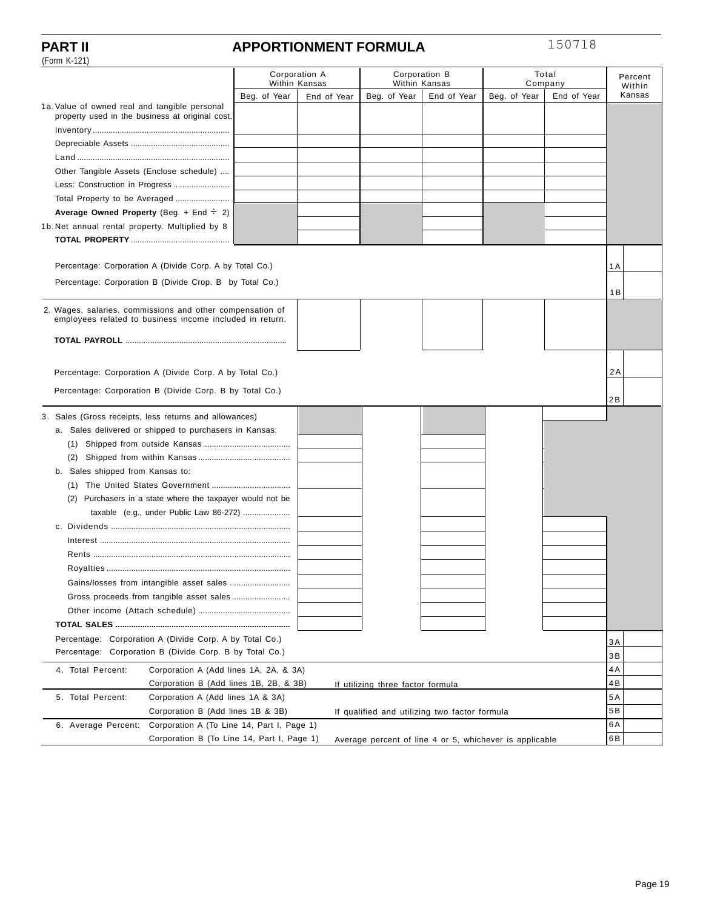## PART II APPORTIONMENT FORMULA

(Form K-121)

150718

| | Corporation A Within Kansas | | Corporation B Within Kansas | | Total Company | | Percent Within Kansas |
|---|---|---|---|---|---|---|---|
| | Beg. of Year | End of Year | Beg. of Year | End of Year | Beg. of Year | End of Year | |
| 1a. Value of owned real and tangible personal property used in the business at original cost. | | | | | | | |
| Inventory | | | | | | | |
| Depreciable Assets | | | | | | | |
| Land | | | | | | | |
| Other Tangible Assets (Enclose schedule) | | | | | | | |
| Less: Construction in Progress | | | | | | | |
| Total Property to be Averaged | | | | | | | |
| **Average Owned Property** (Beg. + End ÷ 2) | | | | | | | |
| 1b. Net annual rental property. Multiplied by 8 | | | | | | | |
| **TOTAL PROPERTY** | | | | | | | |
| Percentage: Corporation A (Divide Corp. A by Total Co.) | | | | | | | 1A |
| Percentage: Corporation B (Divide Crop. B by Total Co.) | | | | | | | 1B |
| 2. Wages, salaries, commissions and other compensation of employees related to business income included in return. | | | | | | | |
| **TOTAL PAYROLL** | | | | | | | |
| Percentage: Corporation A (Divide Corp. A by Total Co.) | | | | | | | 2A |
| Percentage: Corporation B (Divide Corp. B by Total Co.) | | | | | | | 2B |

| | Corporation A Within Kansas | Corporation B Within Kansas | Total Company | Percent Within Kansas |
|---|---|---|---|---|
| 3. Sales (Gross receipts, less returns and allowances) | | | | |
| a. Sales delivered or shipped to purchasers in Kansas: | | | | |
| (1) Shipped from outside Kansas | | | | |
| (2) Shipped from within Kansas | | | | |
| b. Sales shipped from Kansas to: | | | | |
| (1) The United States Government | | | | |
| (2) Purchasers in a state where the taxpayer would not be taxable (e.g., under Public Law 86-272) | | | | |
| c. Dividends | | | | |
| Interest | | | | |
| Rents | | | | |
| Royalties | | | | |
| Gains/losses from intangible asset sales | | | | |
| Gross proceeds from tangible asset sales | | | | |
| Other income (Attach schedule) | | | | |
| **TOTAL SALES** | | | | |
| Percentage: Corporation A (Divide Corp. A by Total Co.) | | | | 3A |
| Percentage: Corporation B (Divide Corp. B by Total Co.) | | | | 3B |

| | | | |
|---|---|---|---|
| 4. Total Percent: | Corporation A (Add lines 1A, 2A, & 3A) | | 4A |
| | Corporation B (Add lines 1B, 2B, & 3B) | If utilizing three factor formula | 4B |
| 5. Total Percent: | Corporation A (Add lines 1A & 3A) | | 5A |
| | Corporation B (Add lines 1B & 3B) | If qualified and utilizing two factor formula | 5B |
| 6. Average Percent: | Corporation A (To Line 14, Part I, Page 1) | | 6A |
| | Corporation B (To Line 14, Part I, Page 1) | Average percent of line 4 or 5, whichever is applicable | 6B |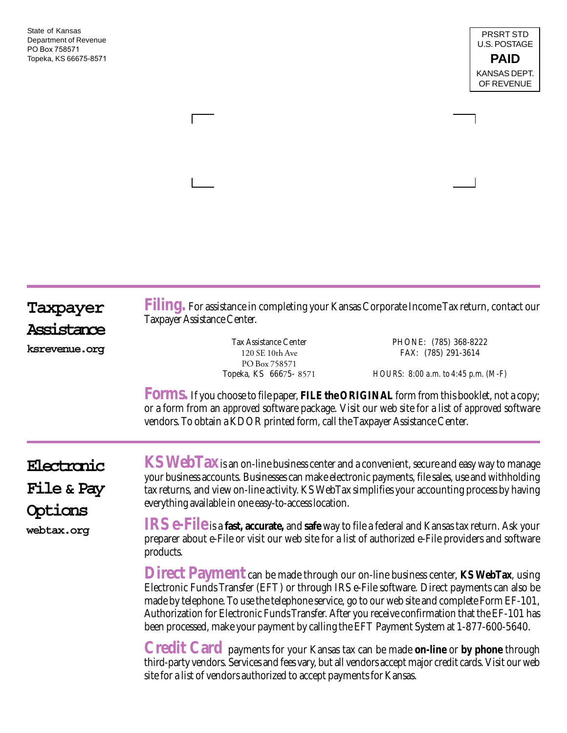State of Kansas
Department of Revenue
PO Box 758571
Topeka, KS 66675-8571

PRSRT STD
U.S. POSTAGE
**PAID**
KANSAS DEPT.
OF REVENUE

## Taxpayer Assistance

**ksrevenue.org**

**Filing.** For assistance in completing your Kansas Corporate Income Tax return, contact our Taxpayer Assistance Center.

Tax Assistance Center
120 SE 10th Ave
PO Box 758571
Topeka, KS 66675- 8571

PHONE: (785) 368-8222
FAX: (785) 291-3614

HOURS: 8:00 a.m. to 4:45 p.m. (M-F)

**Forms.** If you choose to file paper, **FILE the ORIGINAL** form from this booklet, not a copy; or a form from an *approved* software package. Visit our web site for a list of *approved* software vendors. To obtain a KDOR printed form, call the Taxpayer Assistance Center.

## Electronic File & Pay Options

**webtax.org**

**KS WebTax** is an on-line business center and a convenient, secure and easy way to manage your business accounts. Businesses can make electronic payments, file sales, use and withholding tax returns, and view on-line activity. KS WebTax simplifies your accounting process by having everything available in one easy-to-access location.

**IRS e-File** is a **fast, accurate,** and **safe** way to file a federal and Kansas tax return. Ask your preparer about e-File or visit our web site for a list of authorized e-File providers and software products.

**Direct Payment** can be made through our on-line business center, **KS WebTax**, using Electronic Funds Transfer (EFT) or through IRS e-File software. Direct payments can also be made by telephone. To use the telephone service, go to our web site and complete Form EF-101, Authorization for Electronic Funds Transfer. After you receive confirmation that the EF-101 has been processed, make your payment by calling the EFT Payment System at 1-877-600-5640.

**Credit Card** payments for your Kansas tax can be made **on-line** or **by phone** through third-party vendors. Services and fees vary, but all vendors accept major credit cards. Visit our web site for a list of vendors authorized to accept payments for Kansas.